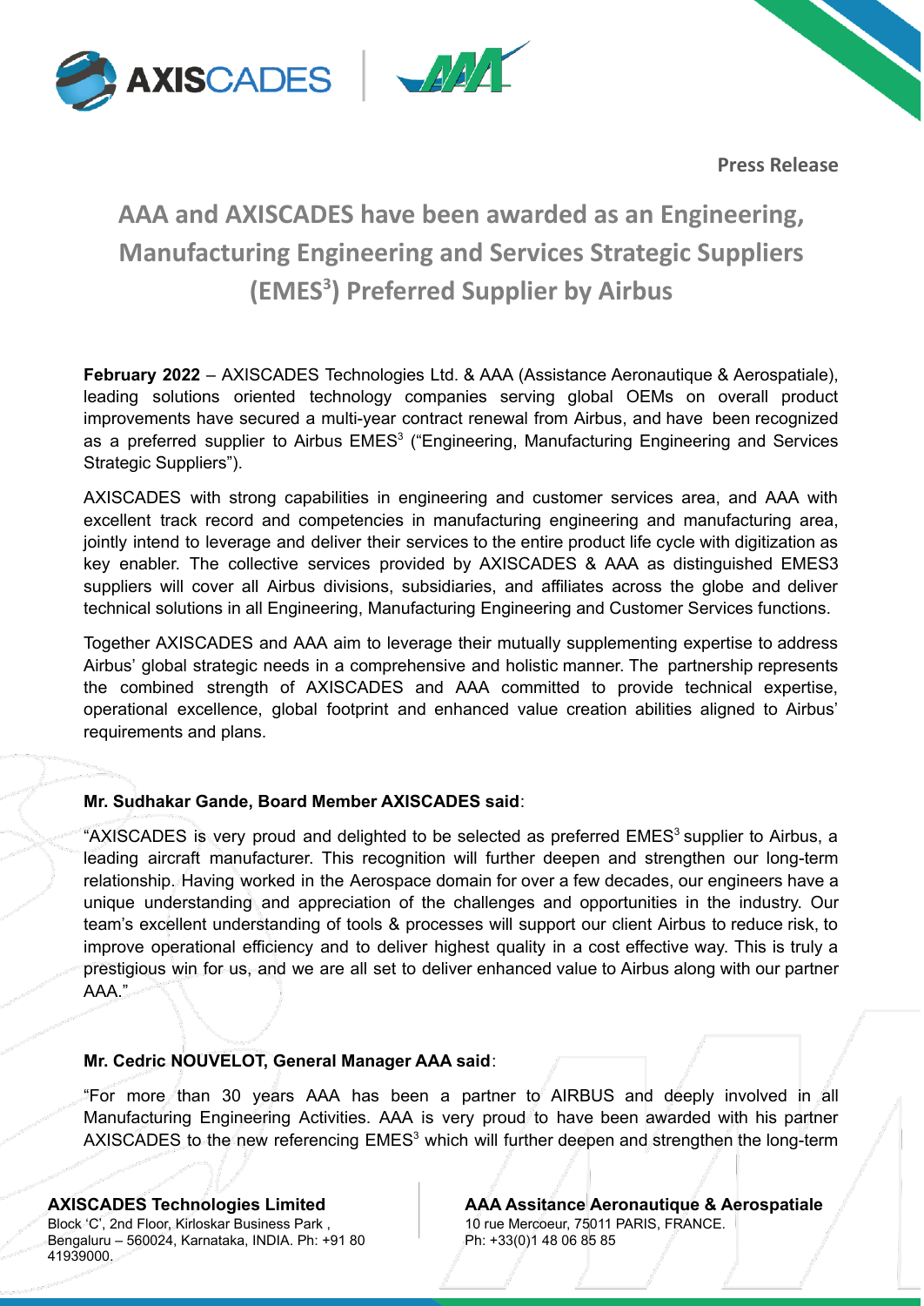**Press Release**

# AAA and AXISCADES have been awarded as an Engineering, Manufacturing Engineering and Services Strategic Suppliers (EMES$^3$) Preferred Supplier by Airbus

**February 2022** – AXISCADES Technologies Ltd. & AAA (Assistance Aeronautique & Aerospatiale), leading solutions oriented technology companies serving global OEMs on overall product improvements have secured a multi-year contract renewal from Airbus, and have been recognized as a preferred supplier to Airbus EMES$^3$ ("Engineering, Manufacturing Engineering and Services Strategic Suppliers").

AXISCADES with strong capabilities in engineering and customer services area, and AAA with excellent track record and competencies in manufacturing engineering and manufacturing area, jointly intend to leverage and deliver their services to the entire product life cycle with digitization as key enabler. The collective services provided by AXISCADES & AAA as distinguished EMES3 suppliers will cover all Airbus divisions, subsidiaries, and affiliates across the globe and deliver technical solutions in all Engineering, Manufacturing Engineering and Customer Services functions.

Together AXISCADES and AAA aim to leverage their mutually supplementing expertise to address Airbus' global strategic needs in a comprehensive and holistic manner. The partnership represents the combined strength of AXISCADES and AAA committed to provide technical expertise, operational excellence, global footprint and enhanced value creation abilities aligned to Airbus' requirements and plans.

**Mr. Sudhakar Gande, Board Member AXISCADES said**:

"AXISCADES is very proud and delighted to be selected as preferred EMES$^3$ supplier to Airbus, a leading aircraft manufacturer. This recognition will further deepen and strengthen our long-term relationship. Having worked in the Aerospace domain for over a few decades, our engineers have a unique understanding and appreciation of the challenges and opportunities in the industry. Our team's excellent understanding of tools & processes will support our client Airbus to reduce risk, to improve operational efficiency and to deliver highest quality in a cost effective way. This is truly a prestigious win for us, and we are all set to deliver enhanced value to Airbus along with our partner AAA."

**Mr. Cedric NOUVELOT, General Manager AAA said**:

"For more than 30 years AAA has been a partner to AIRBUS and deeply involved in all Manufacturing Engineering Activities. AAA is very proud to have been awarded with his partner AXISCADES to the new referencing EMES$^3$ which will further deepen and strengthen the long-term

**AXISCADES Technologies Limited**
Block 'C', 2nd Floor, Kirloskar Business Park , Bengaluru – 560024, Karnataka, INDIA. Ph: +91 80 41939000.

**AAA Assitance Aeronautique & Aerospatiale**
10 rue Mercoeur, 75011 PARIS, FRANCE.
Ph: +33(0)1 48 06 85 85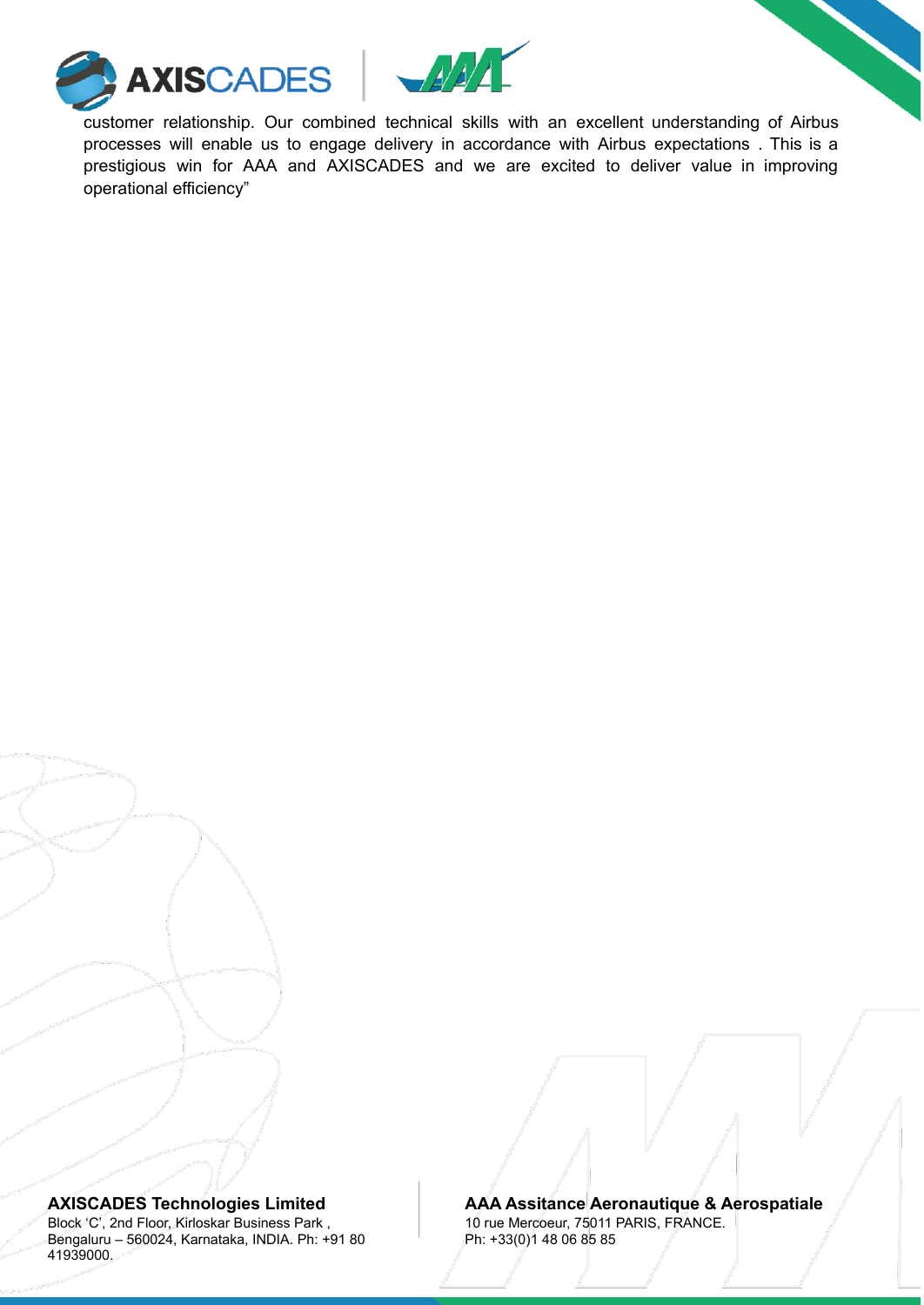customer relationship. Our combined technical skills with an excellent understanding of Airbus processes will enable us to engage delivery in accordance with Airbus expectations . This is a prestigious win for AAA and AXISCADES and we are excited to deliver value in improving operational efficiency"

**AXISCADES Technologies Limited**
Block 'C', 2nd Floor, Kirloskar Business Park ,
Bengaluru – 560024, Karnataka, INDIA. Ph: +91 80 41939000.

**AAA Assitance Aeronautique & Aerospatiale**
10 rue Mercoeur, 75011 PARIS, FRANCE.
Ph: +33(0)1 48 06 85 85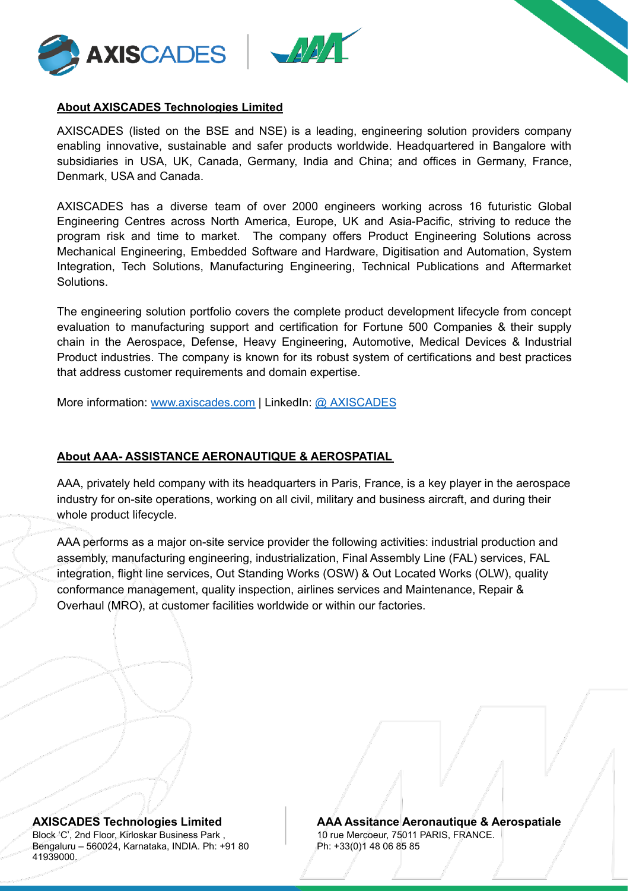## About AXISCADES Technologies Limited

AXISCADES (listed on the BSE and NSE) is a leading, engineering solution providers company enabling innovative, sustainable and safer products worldwide. Headquartered in Bangalore with subsidiaries in USA, UK, Canada, Germany, India and China; and offices in Germany, France, Denmark, USA and Canada.

AXISCADES has a diverse team of over 2000 engineers working across 16 futuristic Global Engineering Centres across North America, Europe, UK and Asia-Pacific, striving to reduce the program risk and time to market. The company offers Product Engineering Solutions across Mechanical Engineering, Embedded Software and Hardware, Digitisation and Automation, System Integration, Tech Solutions, Manufacturing Engineering, Technical Publications and Aftermarket Solutions.

The engineering solution portfolio covers the complete product development lifecycle from concept evaluation to manufacturing support and certification for Fortune 500 Companies & their supply chain in the Aerospace, Defense, Heavy Engineering, Automotive, Medical Devices & Industrial Product industries. The company is known for its robust system of certifications and best practices that address customer requirements and domain expertise.

More information: www.axiscades.com | LinkedIn: @ AXISCADES

## About AAA- ASSISTANCE AERONAUTIQUE & AEROSPATIAL

AAA, privately held company with its headquarters in Paris, France, is a key player in the aerospace industry for on-site operations, working on all civil, military and business aircraft, and during their whole product lifecycle.

AAA performs as a major on-site service provider the following activities: industrial production and assembly, manufacturing engineering, industrialization, Final Assembly Line (FAL) services, FAL integration, flight line services, Out Standing Works (OSW) & Out Located Works (OLW), quality conformance management, quality inspection, airlines services and Maintenance, Repair & Overhaul (MRO), at customer facilities worldwide or within our factories.

**AXISCADES Technologies Limited**
Block 'C', 2nd Floor, Kirloskar Business Park , Bengaluru – 560024, Karnataka, INDIA. Ph: +91 80 41939000.

**AAA Assitance Aeronautique & Aerospatiale**
10 rue Mercoeur, 75011 PARIS, FRANCE.
Ph: +33(0)1 48 06 85 85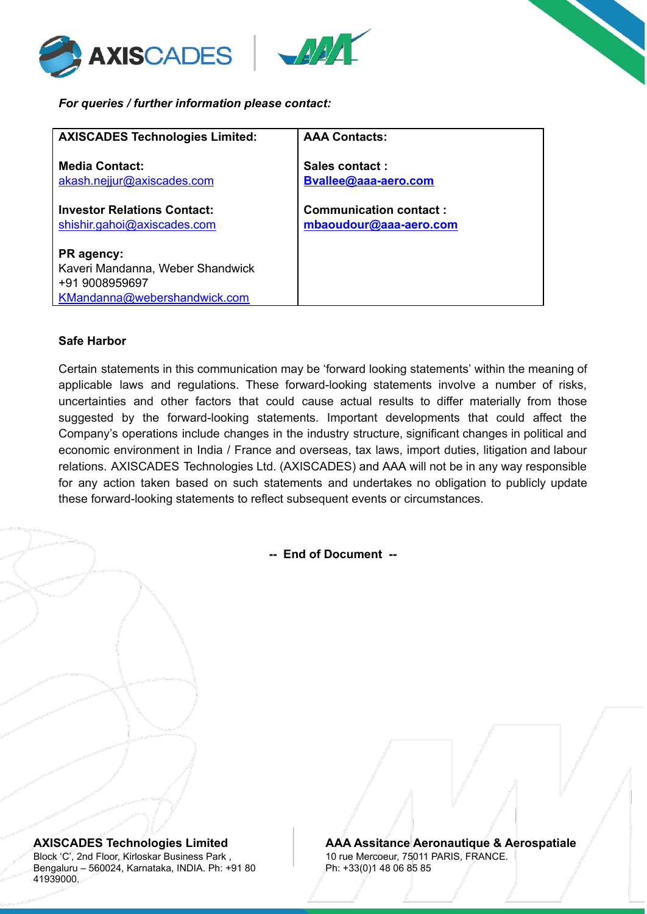*For queries / further information please contact:*

| AXISCADES Technologies Limited: | AAA Contacts: |
|---|---|
| **Media Contact:** akash.nejjur@axiscades.com | **Sales contact :** **Bvallee@aaa-aero.com** |
| **Investor Relations Contact:** shishir.gahoi@axiscades.com | **Communication contact :** **mbaoudour@aaa-aero.com** |
| **PR agency:** Kaveri Mandanna, Weber Shandwick +91 9008959697 KMandanna@webershandwick.com | |

**Safe Harbor**

Certain statements in this communication may be 'forward looking statements' within the meaning of applicable laws and regulations. These forward-looking statements involve a number of risks, uncertainties and other factors that could cause actual results to differ materially from those suggested by the forward-looking statements. Important developments that could affect the Company's operations include changes in the industry structure, significant changes in political and economic environment in India / France and overseas, tax laws, import duties, litigation and labour relations. AXISCADES Technologies Ltd. (AXISCADES) and AAA will not be in any way responsible for any action taken based on such statements and undertakes no obligation to publicly update these forward-looking statements to reflect subsequent events or circumstances.

**-- End of Document --**

**AXISCADES Technologies Limited**
Block 'C', 2nd Floor, Kirloskar Business Park , Bengaluru – 560024, Karnataka, INDIA. Ph: +91 80 41939000.

**AAA Assitance Aeronautique & Aerospatiale**
10 rue Mercoeur, 75011 PARIS, FRANCE.
Ph: +33(0)1 48 06 85 85